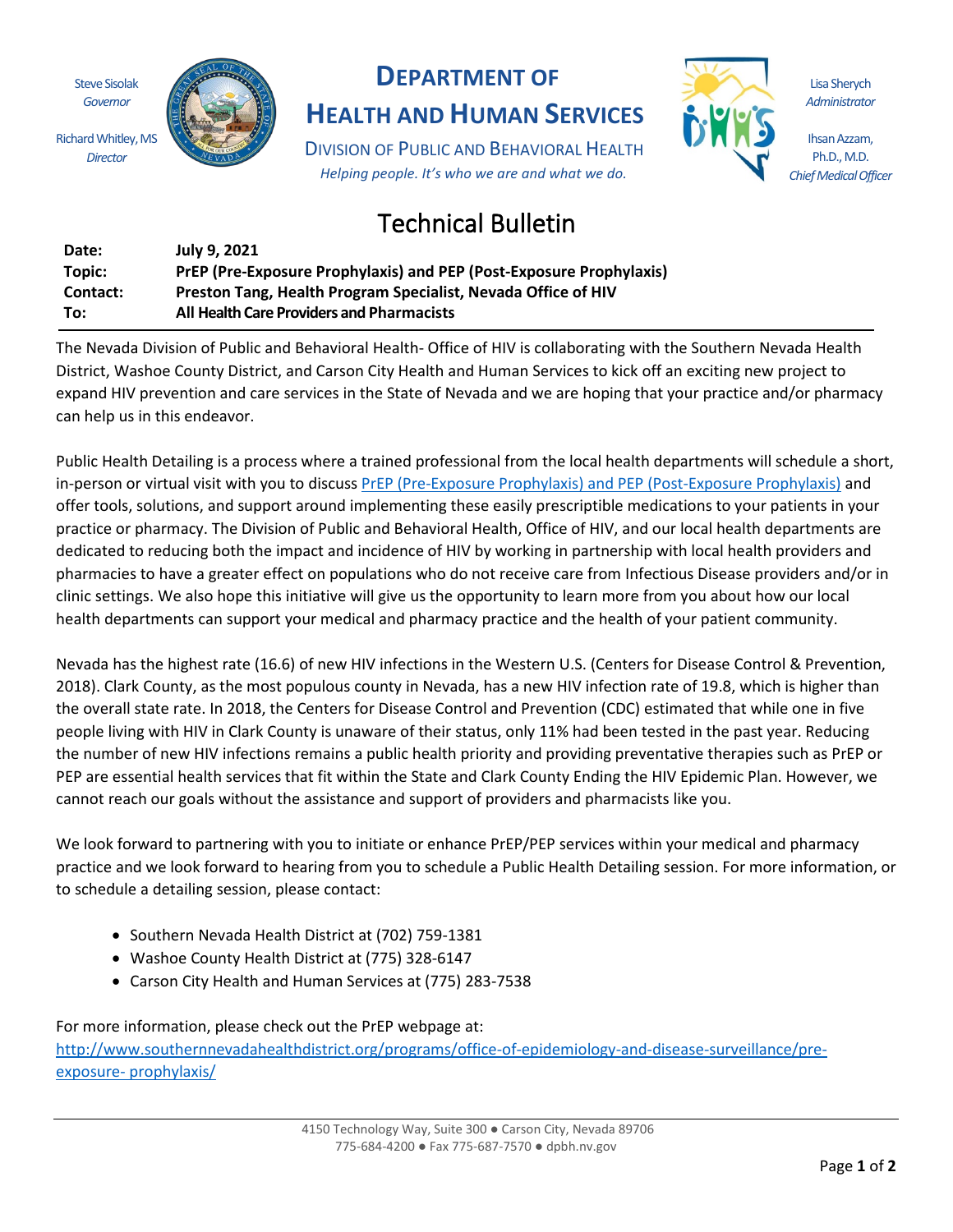Steve Sisolak
*Governor*

Richard Whitley, MS
*Director*

# Department of Health and Human Services

Division of Public and Behavioral Health

*Helping people. It's who we are and what we do.*

Lisa Sherych
*Administrator*

Ihsan Azzam, Ph.D., M.D.
*Chief Medical Officer*

## Technical Bulletin

| | |
|---|---|
| **Date:** | **July 9, 2021** |
| **Topic:** | **PrEP (Pre-Exposure Prophylaxis) and PEP (Post-Exposure Prophylaxis)** |
| **Contact:** | **Preston Tang, Health Program Specialist, Nevada Office of HIV** |
| **To:** | **All Health Care Providers and Pharmacists** |

The Nevada Division of Public and Behavioral Health- Office of HIV is collaborating with the Southern Nevada Health District, Washoe County District, and Carson City Health and Human Services to kick off an exciting new project to expand HIV prevention and care services in the State of Nevada and we are hoping that your practice and/or pharmacy can help us in this endeavor.

Public Health Detailing is a process where a trained professional from the local health departments will schedule a short, in-person or virtual visit with you to discuss PrEP (Pre-Exposure Prophylaxis) and PEP (Post-Exposure Prophylaxis) and offer tools, solutions, and support around implementing these easily prescriptible medications to your patients in your practice or pharmacy. The Division of Public and Behavioral Health, Office of HIV, and our local health departments are dedicated to reducing both the impact and incidence of HIV by working in partnership with local health providers and pharmacies to have a greater effect on populations who do not receive care from Infectious Disease providers and/or in clinic settings. We also hope this initiative will give us the opportunity to learn more from you about how our local health departments can support your medical and pharmacy practice and the health of your patient community.

Nevada has the highest rate (16.6) of new HIV infections in the Western U.S. (Centers for Disease Control & Prevention, 2018). Clark County, as the most populous county in Nevada, has a new HIV infection rate of 19.8, which is higher than the overall state rate. In 2018, the Centers for Disease Control and Prevention (CDC) estimated that while one in five people living with HIV in Clark County is unaware of their status, only 11% had been tested in the past year. Reducing the number of new HIV infections remains a public health priority and providing preventative therapies such as PrEP or PEP are essential health services that fit within the State and Clark County Ending the HIV Epidemic Plan. However, we cannot reach our goals without the assistance and support of providers and pharmacists like you.

We look forward to partnering with you to initiate or enhance PrEP/PEP services within your medical and pharmacy practice and we look forward to hearing from you to schedule a Public Health Detailing session. For more information, or to schedule a detailing session, please contact:

- Southern Nevada Health District at (702) 759-1381
- Washoe County Health District at (775) 328-6147
- Carson City Health and Human Services at (775) 283-7538

For more information, please check out the PrEP webpage at:
http://www.southernnevadahealthdistrict.org/programs/office-of-epidemiology-and-disease-surveillance/pre-exposure- prophylaxis/

4150 Technology Way, Suite 300 ● Carson City, Nevada 89706
775-684-4200 ● Fax 775-687-7570 ● dpbh.nv.gov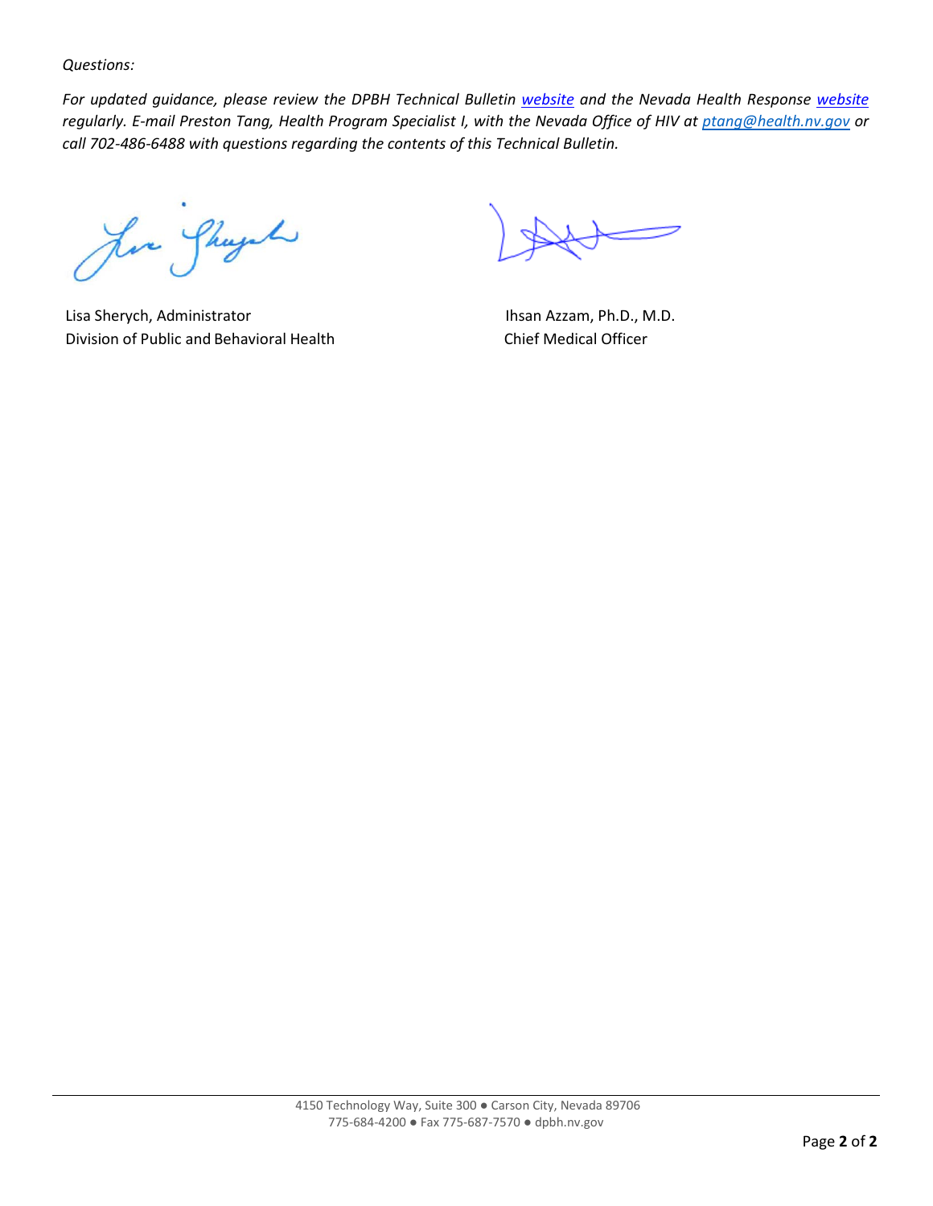*Questions:*

*For updated guidance, please review the DPBH Technical Bulletin [website](#) and the Nevada Health Response [website](#) regularly. E-mail Preston Tang, Health Program Specialist I, with the Nevada Office of HIV at [ptang@health.nv.gov](mailto:ptang@health.nv.gov) or call 702-486-6488 with questions regarding the contents of this Technical Bulletin.*

Lisa Sherych, Administrator
Division of Public and Behavioral Health

Ihsan Azzam, Ph.D., M.D.
Chief Medical Officer

4150 Technology Way, Suite 300 ● Carson City, Nevada 89706
775-684-4200 ● Fax 775-687-7570 ● dpbh.nv.gov